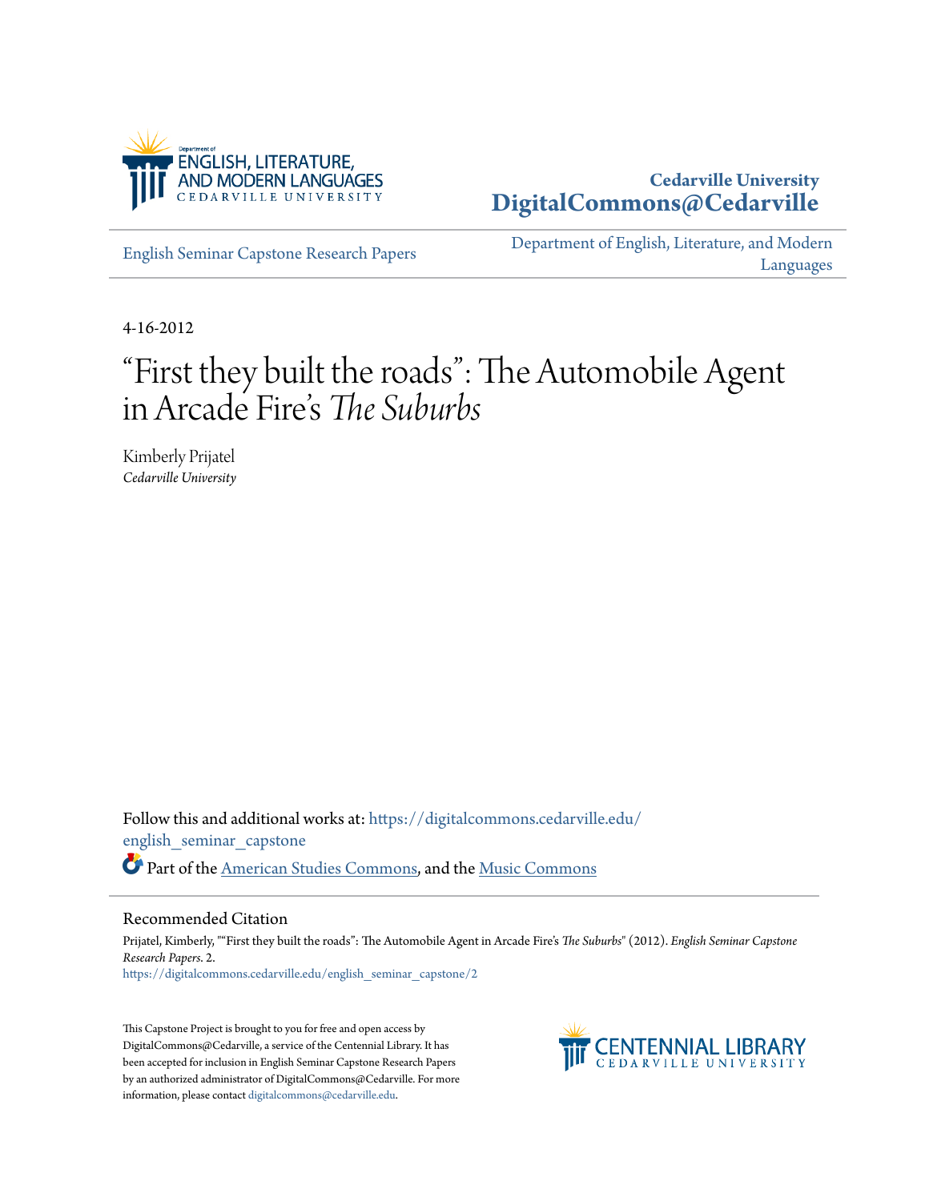Cedarville University
DigitalCommons@Cedarville

English Seminar Capstone Research Papers

Department of English, Literature, and Modern Languages

4-16-2012

# "First they built the roads": The Automobile Agent in Arcade Fire's *The Suburbs*

Kimberly Prijatel
*Cedarville University*

Follow this and additional works at: https://digitalcommons.cedarville.edu/english_seminar_capstone

Part of the American Studies Commons, and the Music Commons

## Recommended Citation

Prijatel, Kimberly, ""First they built the roads": The Automobile Agent in Arcade Fire's *The Suburbs*" (2012). *English Seminar Capstone Research Papers*. 2.
https://digitalcommons.cedarville.edu/english_seminar_capstone/2

This Capstone Project is brought to you for free and open access by DigitalCommons@Cedarville, a service of the Centennial Library. It has been accepted for inclusion in English Seminar Capstone Research Papers by an authorized administrator of DigitalCommons@Cedarville. For more information, please contact digitalcommons@cedarville.edu.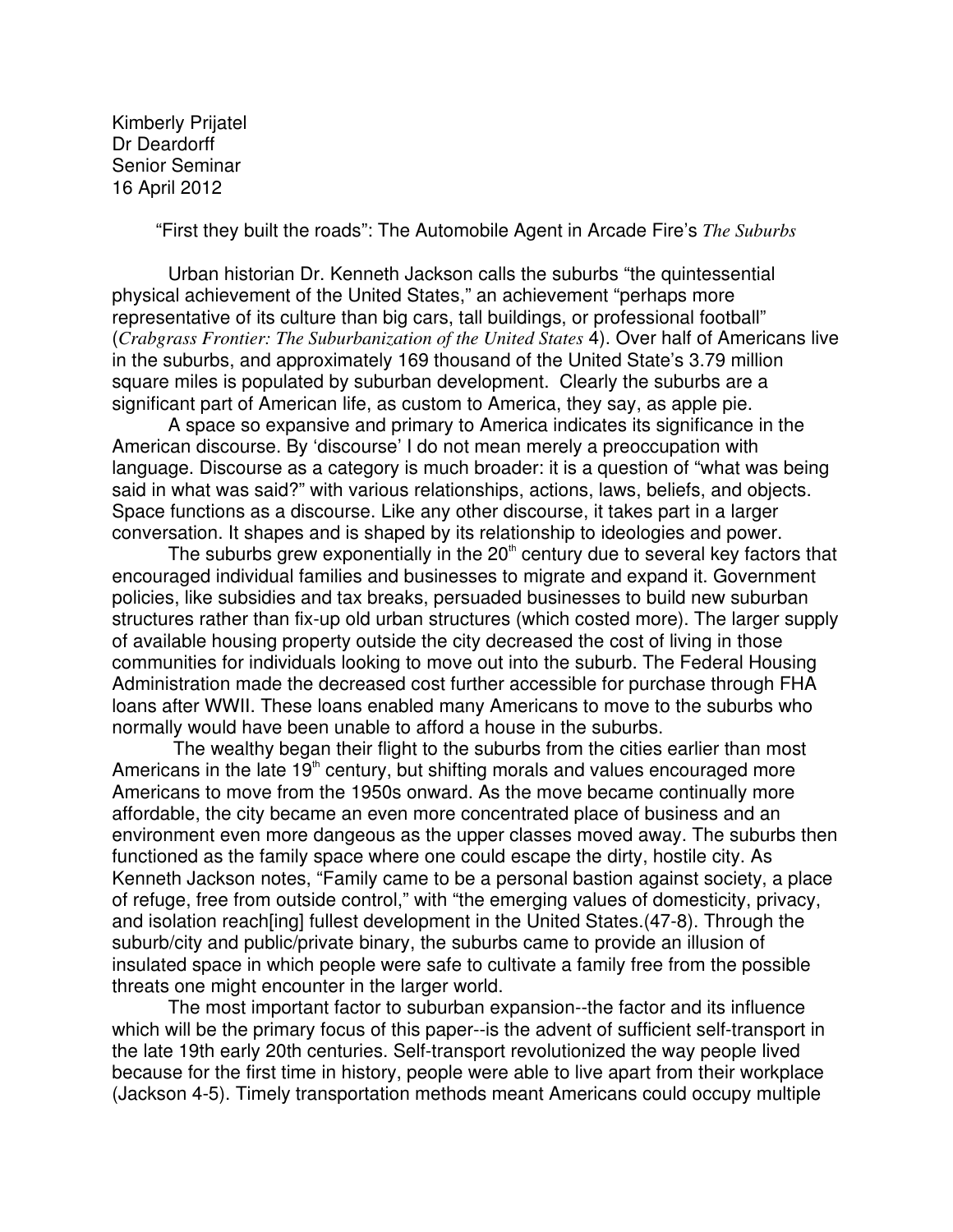Kimberly Prijatel
Dr Deardorff
Senior Seminar
16 April 2012

"First they built the roads": The Automobile Agent in Arcade Fire's *The Suburbs*

Urban historian Dr. Kenneth Jackson calls the suburbs "the quintessential physical achievement of the United States," an achievement "perhaps more representative of its culture than big cars, tall buildings, or professional football" (*Crabgrass Frontier: The Suburbanization of the United States* 4). Over half of Americans live in the suburbs, and approximately 169 thousand of the United State's 3.79 million square miles is populated by suburban development. Clearly the suburbs are a significant part of American life, as custom to America, they say, as apple pie.

A space so expansive and primary to America indicates its significance in the American discourse. By 'discourse' I do not mean merely a preoccupation with language. Discourse as a category is much broader: it is a question of "what was being said in what was said?" with various relationships, actions, laws, beliefs, and objects. Space functions as a discourse. Like any other discourse, it takes part in a larger conversation. It shapes and is shaped by its relationship to ideologies and power.

The suburbs grew exponentially in the 20th century due to several key factors that encouraged individual families and businesses to migrate and expand it. Government policies, like subsidies and tax breaks, persuaded businesses to build new suburban structures rather than fix-up old urban structures (which costed more). The larger supply of available housing property outside the city decreased the cost of living in those communities for individuals looking to move out into the suburb. The Federal Housing Administration made the decreased cost further accessible for purchase through FHA loans after WWII. These loans enabled many Americans to move to the suburbs who normally would have been unable to afford a house in the suburbs.

The wealthy began their flight to the suburbs from the cities earlier than most Americans in the late 19th century, but shifting morals and values encouraged more Americans to move from the 1950s onward. As the move became continually more affordable, the city became an even more concentrated place of business and an environment even more dangeous as the upper classes moved away. The suburbs then functioned as the family space where one could escape the dirty, hostile city. As Kenneth Jackson notes, "Family came to be a personal bastion against society, a place of refuge, free from outside control," with "the emerging values of domesticity, privacy, and isolation reach[ing] fullest development in the United States.(47-8). Through the suburb/city and public/private binary, the suburbs came to provide an illusion of insulated space in which people were safe to cultivate a family free from the possible threats one might encounter in the larger world.

The most important factor to suburban expansion--the factor and its influence which will be the primary focus of this paper--is the advent of sufficient self-transport in the late 19th early 20th centuries. Self-transport revolutionized the way people lived because for the first time in history, people were able to live apart from their workplace (Jackson 4-5). Timely transportation methods meant Americans could occupy multiple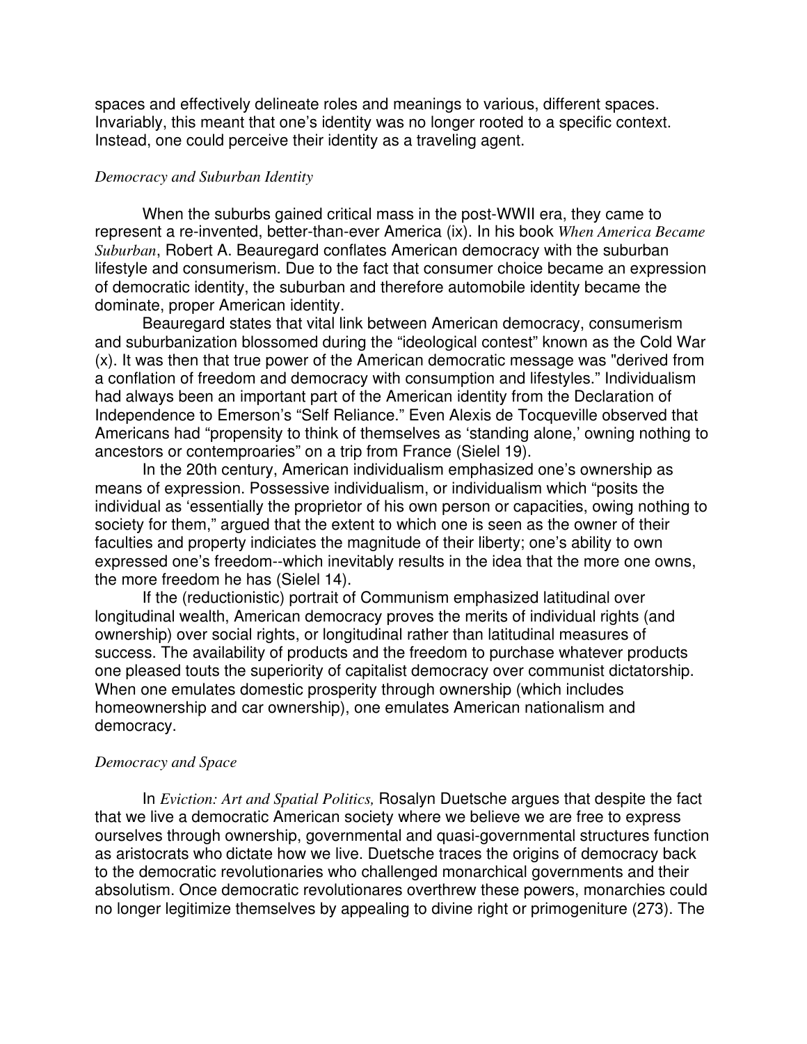spaces and effectively delineate roles and meanings to various, different spaces. Invariably, this meant that one's identity was no longer rooted to a specific context. Instead, one could perceive their identity as a traveling agent.

*Democracy and Suburban Identity*

When the suburbs gained critical mass in the post-WWII era, they came to represent a re-invented, better-than-ever America (ix). In his book *When America Became Suburban*, Robert A. Beauregard conflates American democracy with the suburban lifestyle and consumerism. Due to the fact that consumer choice became an expression of democratic identity, the suburban and therefore automobile identity became the dominate, proper American identity.

Beauregard states that vital link between American democracy, consumerism and suburbanization blossomed during the "ideological contest" known as the Cold War (x). It was then that true power of the American democratic message was "derived from a conflation of freedom and democracy with consumption and lifestyles." Individualism had always been an important part of the American identity from the Declaration of Independence to Emerson's "Self Reliance." Even Alexis de Tocqueville observed that Americans had "propensity to think of themselves as 'standing alone,' owning nothing to ancestors or contemproaries" on a trip from France (Sielel 19).

In the 20th century, American individualism emphasized one's ownership as means of expression. Possessive individualism, or individualism which "posits the individual as 'essentially the proprietor of his own person or capacities, owing nothing to society for them," argued that the extent to which one is seen as the owner of their faculties and property indiciates the magnitude of their liberty; one's ability to own expressed one's freedom--which inevitably results in the idea that the more one owns, the more freedom he has (Sielel 14).

If the (reductionistic) portrait of Communism emphasized latitudinal over longitudinal wealth, American democracy proves the merits of individual rights (and ownership) over social rights, or longitudinal rather than latitudinal measures of success. The availability of products and the freedom to purchase whatever products one pleased touts the superiority of capitalist democracy over communist dictatorship. When one emulates domestic prosperity through ownership (which includes homeownership and car ownership), one emulates American nationalism and democracy.

*Democracy and Space*

In *Eviction: Art and Spatial Politics,* Rosalyn Duetsche argues that despite the fact that we live a democratic American society where we believe we are free to express ourselves through ownership, governmental and quasi-governmental structures function as aristocrats who dictate how we live. Duetsche traces the origins of democracy back to the democratic revolutionaries who challenged monarchical governments and their absolutism. Once democratic revolutionares overthrew these powers, monarchies could no longer legitimize themselves by appealing to divine right or primogeniture (273). The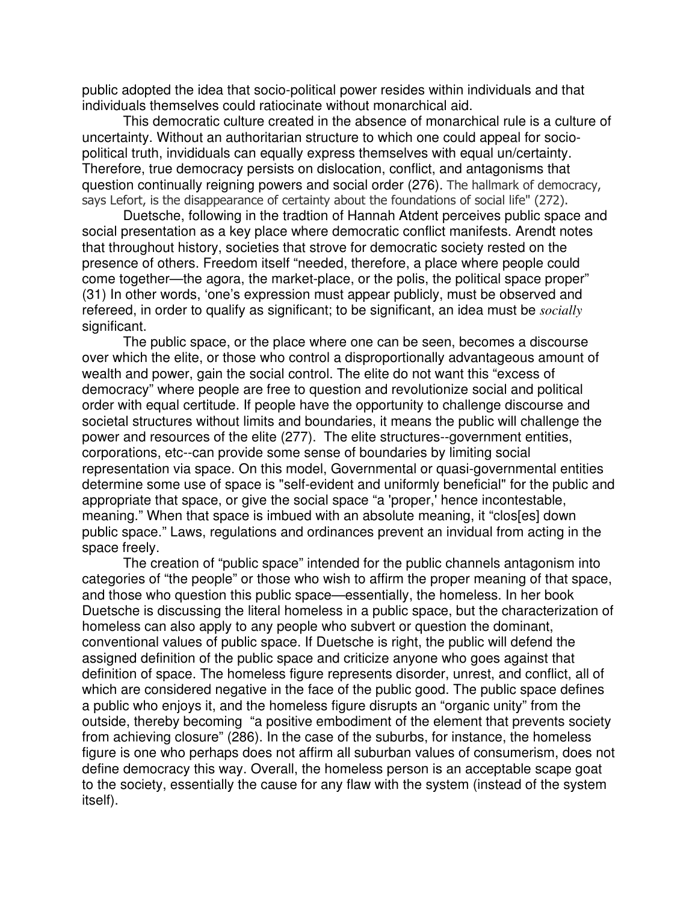public adopted the idea that socio-political power resides within individuals and that individuals themselves could ratiocinate without monarchical aid.

This democratic culture created in the absence of monarchical rule is a culture of uncertainty. Without an authoritarian structure to which one could appeal for socio-political truth, invididuals can equally express themselves with equal un/certainty. Therefore, true democracy persists on dislocation, conflict, and antagonisms that question continually reigning powers and social order (276). The hallmark of democracy, says Lefort, is the disappearance of certainty about the foundations of social life" (272).

Duetsche, following in the tradtion of Hannah Atdent perceives public space and social presentation as a key place where democratic conflict manifests. Arendt notes that throughout history, societies that strove for democratic society rested on the presence of others. Freedom itself "needed, therefore, a place where people could come together—the agora, the market-place, or the polis, the political space proper" (31) In other words, 'one's expression must appear publicly, must be observed and refereed, in order to qualify as significant; to be significant, an idea must be *socially* significant.

The public space, or the place where one can be seen, becomes a discourse over which the elite, or those who control a disproportionally advantageous amount of wealth and power, gain the social control. The elite do not want this "excess of democracy" where people are free to question and revolutionize social and political order with equal certitude. If people have the opportunity to challenge discourse and societal structures without limits and boundaries, it means the public will challenge the power and resources of the elite (277). The elite structures--government entities, corporations, etc--can provide some sense of boundaries by limiting social representation via space. On this model, Governmental or quasi-governmental entities determine some use of space is "self-evident and uniformly beneficial" for the public and appropriate that space, or give the social space "a 'proper,' hence incontestable, meaning." When that space is imbued with an absolute meaning, it "clos[es] down public space." Laws, regulations and ordinances prevent an invidual from acting in the space freely.

The creation of "public space" intended for the public channels antagonism into categories of "the people" or those who wish to affirm the proper meaning of that space, and those who question this public space—essentially, the homeless. In her book Duetsche is discussing the literal homeless in a public space, but the characterization of homeless can also apply to any people who subvert or question the dominant, conventional values of public space. If Duetsche is right, the public will defend the assigned definition of the public space and criticize anyone who goes against that definition of space. The homeless figure represents disorder, unrest, and conflict, all of which are considered negative in the face of the public good. The public space defines a public who enjoys it, and the homeless figure disrupts an "organic unity" from the outside, thereby becoming "a positive embodiment of the element that prevents society from achieving closure" (286). In the case of the suburbs, for instance, the homeless figure is one who perhaps does not affirm all suburban values of consumerism, does not define democracy this way. Overall, the homeless person is an acceptable scape goat to the society, essentially the cause for any flaw with the system (instead of the system itself).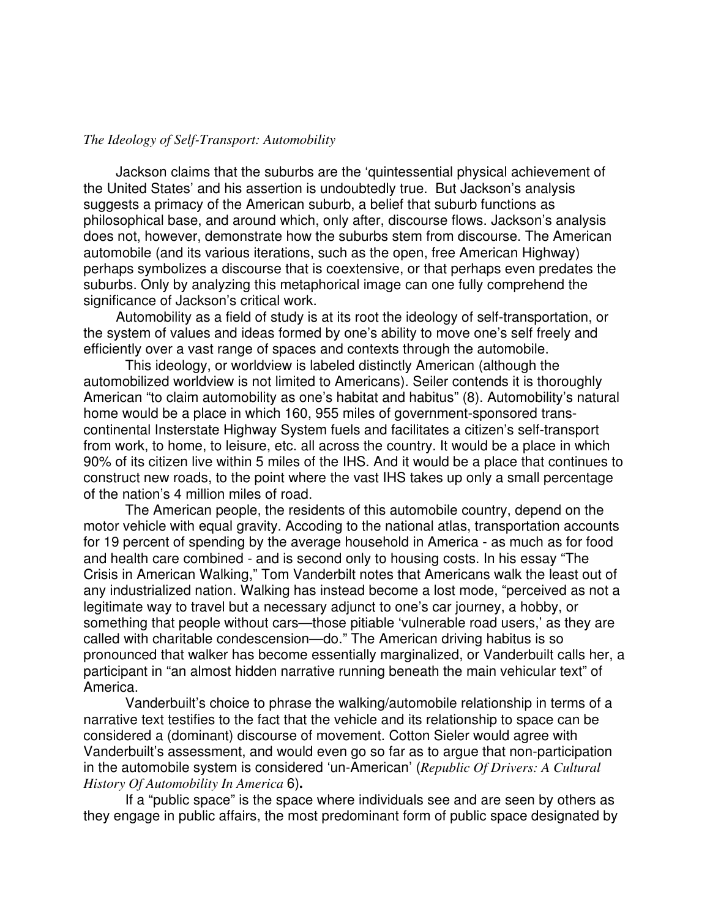*The Ideology of Self-Transport: Automobility*

Jackson claims that the suburbs are the 'quintessential physical achievement of the United States' and his assertion is undoubtedly true. But Jackson's analysis suggests a primacy of the American suburb, a belief that suburb functions as philosophical base, and around which, only after, discourse flows. Jackson's analysis does not, however, demonstrate how the suburbs stem from discourse. The American automobile (and its various iterations, such as the open, free American Highway) perhaps symbolizes a discourse that is coextensive, or that perhaps even predates the suburbs. Only by analyzing this metaphorical image can one fully comprehend the significance of Jackson's critical work.

Automobility as a field of study is at its root the ideology of self-transportation, or the system of values and ideas formed by one's ability to move one's self freely and efficiently over a vast range of spaces and contexts through the automobile.

This ideology, or worldview is labeled distinctly American (although the automobilized worldview is not limited to Americans). Seiler contends it is thoroughly American "to claim automobility as one's habitat and habitus" (8). Automobility's natural home would be a place in which 160, 955 miles of government-sponsored trans-continental Insterstate Highway System fuels and facilitates a citizen's self-transport from work, to home, to leisure, etc. all across the country. It would be a place in which 90% of its citizen live within 5 miles of the IHS. And it would be a place that continues to construct new roads, to the point where the vast IHS takes up only a small percentage of the nation's 4 million miles of road.

The American people, the residents of this automobile country, depend on the motor vehicle with equal gravity. Accoding to the national atlas, transportation accounts for 19 percent of spending by the average household in America - as much as for food and health care combined - and is second only to housing costs. In his essay "The Crisis in American Walking," Tom Vanderbilt notes that Americans walk the least out of any industrialized nation. Walking has instead become a lost mode, "perceived as not a legitimate way to travel but a necessary adjunct to one's car journey, a hobby, or something that people without cars—those pitiable 'vulnerable road users,' as they are called with charitable condescension—do." The American driving habitus is so pronounced that walker has become essentially marginalized, or Vanderbuilt calls her, a participant in "an almost hidden narrative running beneath the main vehicular text" of America.

Vanderbuilt's choice to phrase the walking/automobile relationship in terms of a narrative text testifies to the fact that the vehicle and its relationship to space can be considered a (dominant) discourse of movement. Cotton Sieler would agree with Vanderbuilt's assessment, and would even go so far as to argue that non-participation in the automobile system is considered 'un-American' (*Republic Of Drivers: A Cultural History Of Automobility In America* 6)**.**

If a "public space" is the space where individuals see and are seen by others as they engage in public affairs, the most predominant form of public space designated by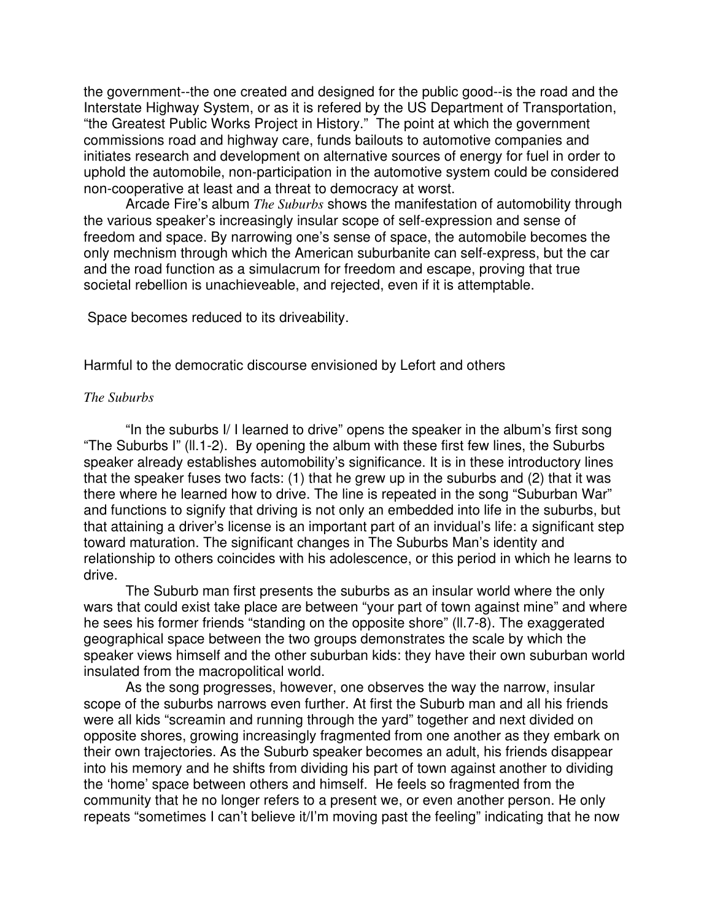the government--the one created and designed for the public good--is the road and the Interstate Highway System, or as it is refered by the US Department of Transportation, "the Greatest Public Works Project in History." The point at which the government commissions road and highway care, funds bailouts to automotive companies and initiates research and development on alternative sources of energy for fuel in order to uphold the automobile, non-participation in the automotive system could be considered non-cooperative at least and a threat to democracy at worst.

Arcade Fire's album *The Suburbs* shows the manifestation of automobility through the various speaker's increasingly insular scope of self-expression and sense of freedom and space. By narrowing one's sense of space, the automobile becomes the only mechnism through which the American suburbanite can self-express, but the car and the road function as a simulacrum for freedom and escape, proving that true societal rebellion is unachieveable, and rejected, even if it is attemptable.

Space becomes reduced to its driveability.

Harmful to the democratic discourse envisioned by Lefort and others

*The Suburbs*

"In the suburbs I/ I learned to drive" opens the speaker in the album's first song "The Suburbs I" (ll.1-2). By opening the album with these first few lines, the Suburbs speaker already establishes automobility's significance. It is in these introductory lines that the speaker fuses two facts: (1) that he grew up in the suburbs and (2) that it was there where he learned how to drive. The line is repeated in the song "Suburban War" and functions to signify that driving is not only an embedded into life in the suburbs, but that attaining a driver's license is an important part of an invidual's life: a significant step toward maturation. The significant changes in The Suburbs Man's identity and relationship to others coincides with his adolescence, or this period in which he learns to drive.

The Suburb man first presents the suburbs as an insular world where the only wars that could exist take place are between "your part of town against mine" and where he sees his former friends "standing on the opposite shore" (ll.7-8). The exaggerated geographical space between the two groups demonstrates the scale by which the speaker views himself and the other suburban kids: they have their own suburban world insulated from the macropolitical world.

As the song progresses, however, one observes the way the narrow, insular scope of the suburbs narrows even further. At first the Suburb man and all his friends were all kids "screamin and running through the yard" together and next divided on opposite shores, growing increasingly fragmented from one another as they embark on their own trajectories. As the Suburb speaker becomes an adult, his friends disappear into his memory and he shifts from dividing his part of town against another to dividing the 'home' space between others and himself. He feels so fragmented from the community that he no longer refers to a present we, or even another person. He only repeats "sometimes I can't believe it/I'm moving past the feeling" indicating that he now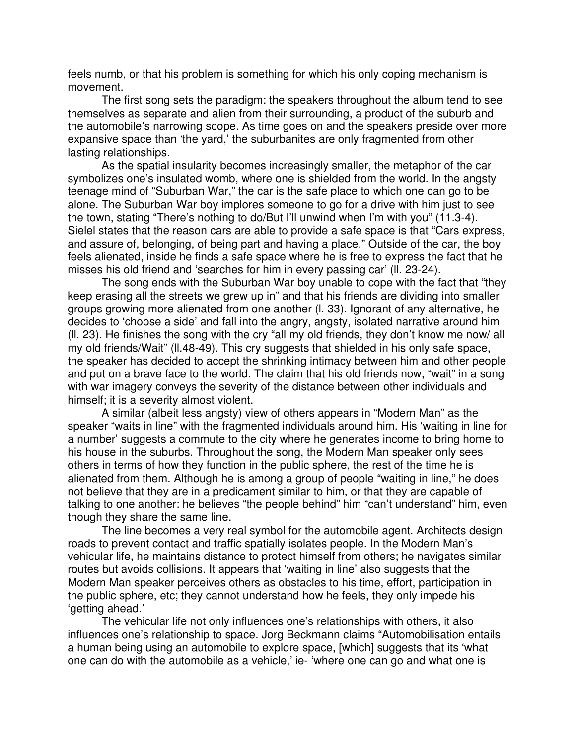feels numb, or that his problem is something for which his only coping mechanism is movement.

The first song sets the paradigm: the speakers throughout the album tend to see themselves as separate and alien from their surrounding, a product of the suburb and the automobile's narrowing scope. As time goes on and the speakers preside over more expansive space than 'the yard,' the suburbanites are only fragmented from other lasting relationships.

As the spatial insularity becomes increasingly smaller, the metaphor of the car symbolizes one's insulated womb, where one is shielded from the world. In the angsty teenage mind of "Suburban War," the car is the safe place to which one can go to be alone. The Suburban War boy implores someone to go for a drive with him just to see the town, stating "There's nothing to do/But I'll unwind when I'm with you" (ll.3-4). Sielel states that the reason cars are able to provide a safe space is that "Cars express, and assure of, belonging, of being part and having a place." Outside of the car, the boy feels alienated, inside he finds a safe space where he is free to express the fact that he misses his old friend and 'searches for him in every passing car' (ll. 23-24).

The song ends with the Suburban War boy unable to cope with the fact that "they keep erasing all the streets we grew up in" and that his friends are dividing into smaller groups growing more alienated from one another (l. 33). Ignorant of any alternative, he decides to 'choose a side' and fall into the angry, angsty, isolated narrative around him (ll. 23). He finishes the song with the cry "all my old friends, they don't know me now/ all my old friends/Wait" (ll.48-49). This cry suggests that shielded in his only safe space, the speaker has decided to accept the shrinking intimacy between him and other people and put on a brave face to the world. The claim that his old friends now, "wait" in a song with war imagery conveys the severity of the distance between other individuals and himself; it is a severity almost violent.

A similar (albeit less angsty) view of others appears in "Modern Man" as the speaker "waits in line" with the fragmented individuals around him. His 'waiting in line for a number' suggests a commute to the city where he generates income to bring home to his house in the suburbs. Throughout the song, the Modern Man speaker only sees others in terms of how they function in the public sphere, the rest of the time he is alienated from them. Although he is among a group of people "waiting in line," he does not believe that they are in a predicament similar to him, or that they are capable of talking to one another: he believes "the people behind" him "can't understand" him, even though they share the same line.

The line becomes a very real symbol for the automobile agent. Architects design roads to prevent contact and traffic spatially isolates people. In the Modern Man's vehicular life, he maintains distance to protect himself from others; he navigates similar routes but avoids collisions. It appears that 'waiting in line' also suggests that the Modern Man speaker perceives others as obstacles to his time, effort, participation in the public sphere, etc; they cannot understand how he feels, they only impede his 'getting ahead.'

The vehicular life not only influences one's relationships with others, it also influences one's relationship to space. Jorg Beckmann claims "Automobilisation entails a human being using an automobile to explore space, [which] suggests that its 'what one can do with the automobile as a vehicle,' ie- 'where one can go and what one is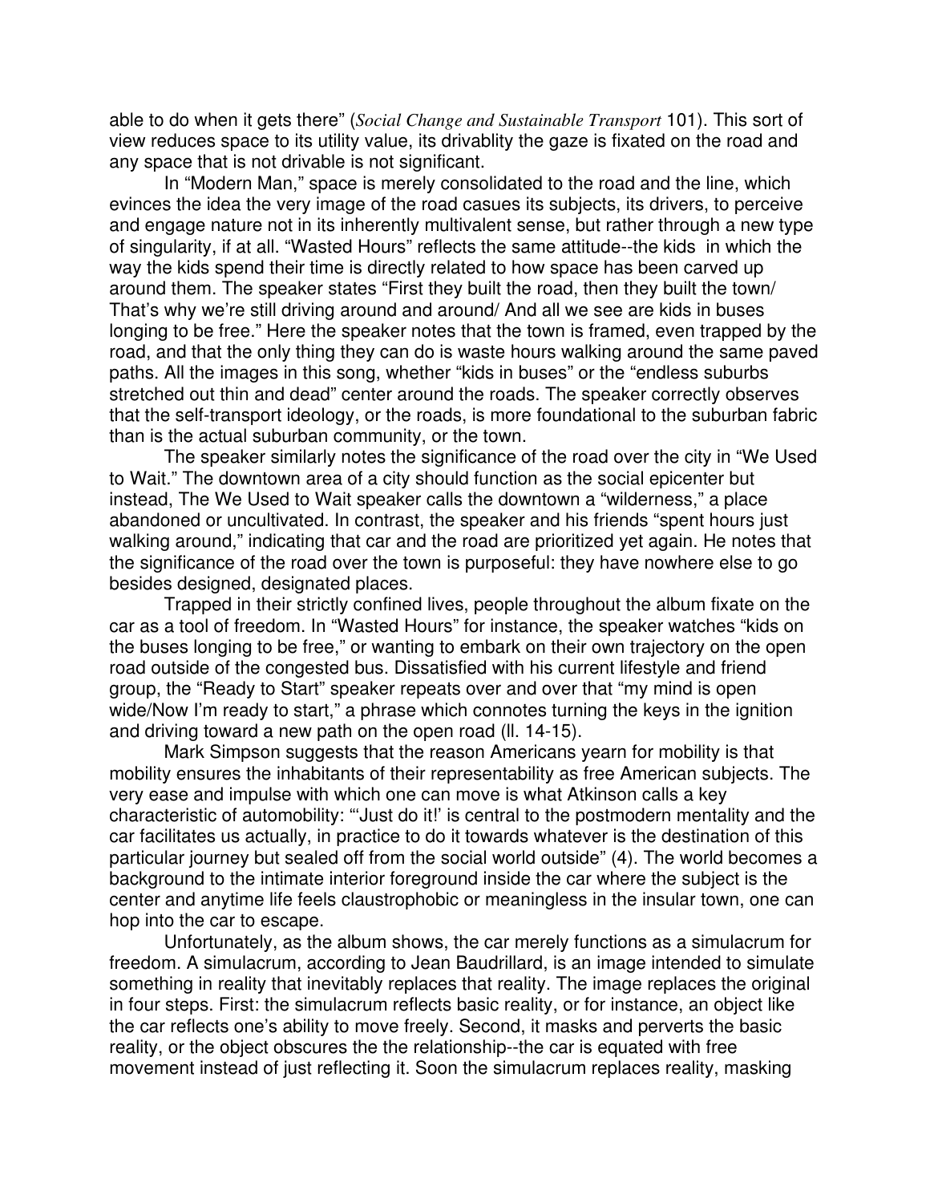able to do when it gets there" (*Social Change and Sustainable Transport* 101). This sort of view reduces space to its utility value, its drivablity the gaze is fixated on the road and any space that is not drivable is not significant.

In "Modern Man," space is merely consolidated to the road and the line, which evinces the idea the very image of the road casues its subjects, its drivers, to perceive and engage nature not in its inherently multivalent sense, but rather through a new type of singularity, if at all. "Wasted Hours" reflects the same attitude--the kids  in which the way the kids spend their time is directly related to how space has been carved up around them. The speaker states "First they built the road, then they built the town/ That's why we're still driving around and around/ And all we see are kids in buses longing to be free." Here the speaker notes that the town is framed, even trapped by the road, and that the only thing they can do is waste hours walking around the same paved paths. All the images in this song, whether "kids in buses" or the "endless suburbs stretched out thin and dead" center around the roads. The speaker correctly observes that the self-transport ideology, or the roads, is more foundational to the suburban fabric than is the actual suburban community, or the town.

The speaker similarly notes the significance of the road over the city in "We Used to Wait." The downtown area of a city should function as the social epicenter but instead, The We Used to Wait speaker calls the downtown a "wilderness," a place abandoned or uncultivated. In contrast, the speaker and his friends "spent hours just walking around," indicating that car and the road are prioritized yet again. He notes that the significance of the road over the town is purposeful: they have nowhere else to go besides designed, designated places.

Trapped in their strictly confined lives, people throughout the album fixate on the car as a tool of freedom. In "Wasted Hours" for instance, the speaker watches "kids on the buses longing to be free," or wanting to embark on their own trajectory on the open road outside of the congested bus. Dissatisfied with his current lifestyle and friend group, the "Ready to Start" speaker repeats over and over that "my mind is open wide/Now I'm ready to start," a phrase which connotes turning the keys in the ignition and driving toward a new path on the open road (ll. 14-15).

Mark Simpson suggests that the reason Americans yearn for mobility is that mobility ensures the inhabitants of their representability as free American subjects. The very ease and impulse with which one can move is what Atkinson calls a key characteristic of automobility: "'Just do it!' is central to the postmodern mentality and the car facilitates us actually, in practice to do it towards whatever is the destination of this particular journey but sealed off from the social world outside" (4). The world becomes a background to the intimate interior foreground inside the car where the subject is the center and anytime life feels claustrophobic or meaningless in the insular town, one can hop into the car to escape.

Unfortunately, as the album shows, the car merely functions as a simulacrum for freedom. A simulacrum, according to Jean Baudrillard, is an image intended to simulate something in reality that inevitably replaces that reality. The image replaces the original in four steps. First: the simulacrum reflects basic reality, or for instance, an object like the car reflects one's ability to move freely. Second, it masks and perverts the basic reality, or the object obscures the the relationship--the car is equated with free movement instead of just reflecting it. Soon the simulacrum replaces reality, masking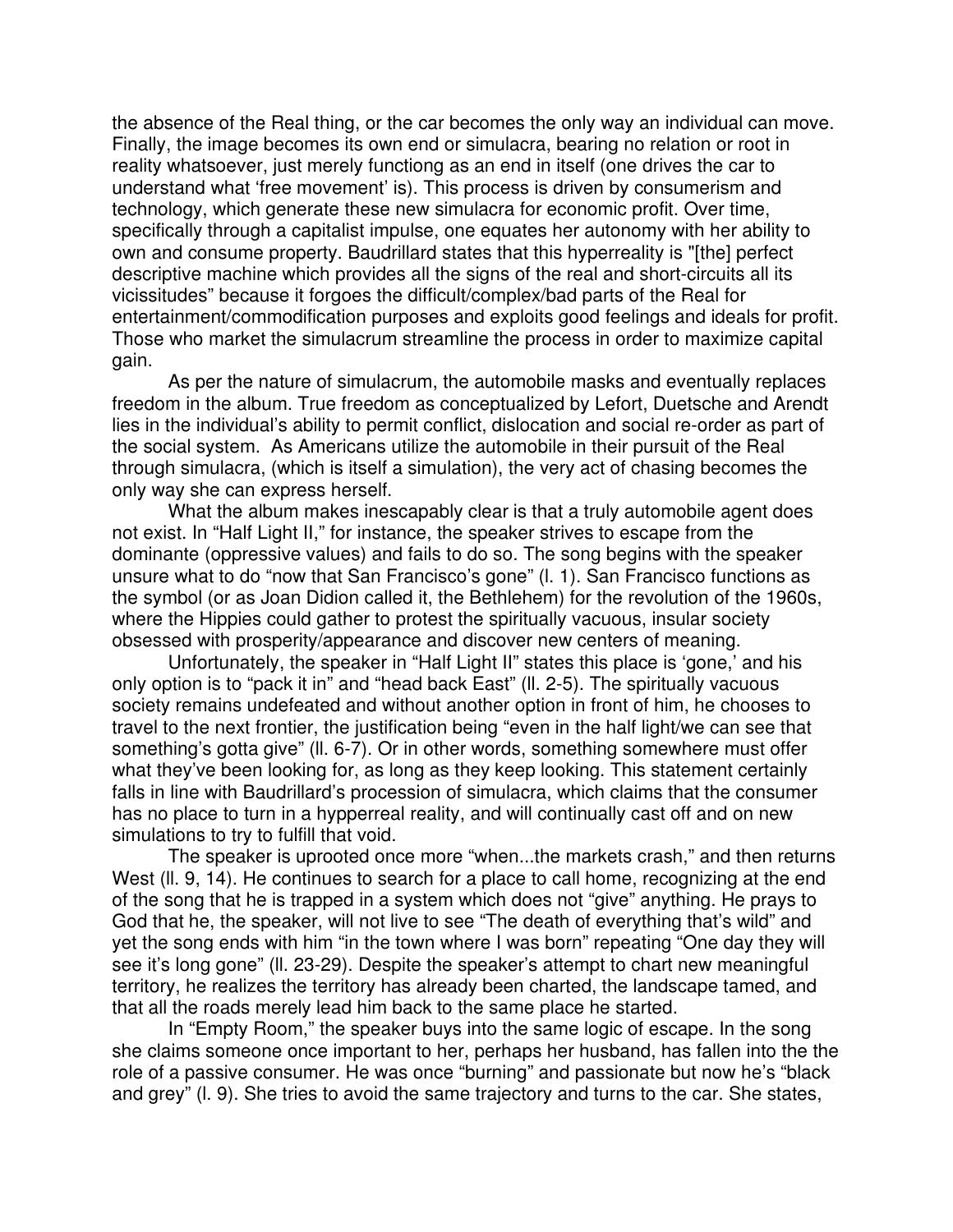the absence of the Real thing, or the car becomes the only way an individual can move. Finally, the image becomes its own end or simulacra, bearing no relation or root in reality whatsoever, just merely functiong as an end in itself (one drives the car to understand what 'free movement' is). This process is driven by consumerism and technology, which generate these new simulacra for economic profit. Over time, specifically through a capitalist impulse, one equates her autonomy with her ability to own and consume property. Baudrillard states that this hyperreality is "[the] perfect descriptive machine which provides all the signs of the real and short-circuits all its vicissitudes" because it forgoes the difficult/complex/bad parts of the Real for entertainment/commodification purposes and exploits good feelings and ideals for profit. Those who market the simulacrum streamline the process in order to maximize capital gain.

As per the nature of simulacrum, the automobile masks and eventually replaces freedom in the album. True freedom as conceptualized by Lefort, Duetsche and Arendt lies in the individual's ability to permit conflict, dislocation and social re-order as part of the social system. As Americans utilize the automobile in their pursuit of the Real through simulacra, (which is itself a simulation), the very act of chasing becomes the only way she can express herself.

What the album makes inescapably clear is that a truly automobile agent does not exist. In "Half Light II," for instance, the speaker strives to escape from the dominante (oppressive values) and fails to do so. The song begins with the speaker unsure what to do "now that San Francisco's gone" (l. 1). San Francisco functions as the symbol (or as Joan Didion called it, the Bethlehem) for the revolution of the 1960s, where the Hippies could gather to protest the spiritually vacuous, insular society obsessed with prosperity/appearance and discover new centers of meaning.

Unfortunately, the speaker in "Half Light II" states this place is 'gone,' and his only option is to "pack it in" and "head back East" (ll. 2-5). The spiritually vacuous society remains undefeated and without another option in front of him, he chooses to travel to the next frontier, the justification being "even in the half light/we can see that something's gotta give" (ll. 6-7). Or in other words, something somewhere must offer what they've been looking for, as long as they keep looking. This statement certainly falls in line with Baudrillard's procession of simulacra, which claims that the consumer has no place to turn in a hypperreal reality, and will continually cast off and on new simulations to try to fulfill that void.

The speaker is uprooted once more "when...the markets crash," and then returns West (ll. 9, 14). He continues to search for a place to call home, recognizing at the end of the song that he is trapped in a system which does not "give" anything. He prays to God that he, the speaker, will not live to see "The death of everything that's wild" and yet the song ends with him "in the town where I was born" repeating "One day they will see it's long gone" (ll. 23-29). Despite the speaker's attempt to chart new meaningful territory, he realizes the territory has already been charted, the landscape tamed, and that all the roads merely lead him back to the same place he started.

In "Empty Room," the speaker buys into the same logic of escape. In the song she claims someone once important to her, perhaps her husband, has fallen into the the role of a passive consumer. He was once "burning" and passionate but now he's "black and grey" (l. 9). She tries to avoid the same trajectory and turns to the car. She states,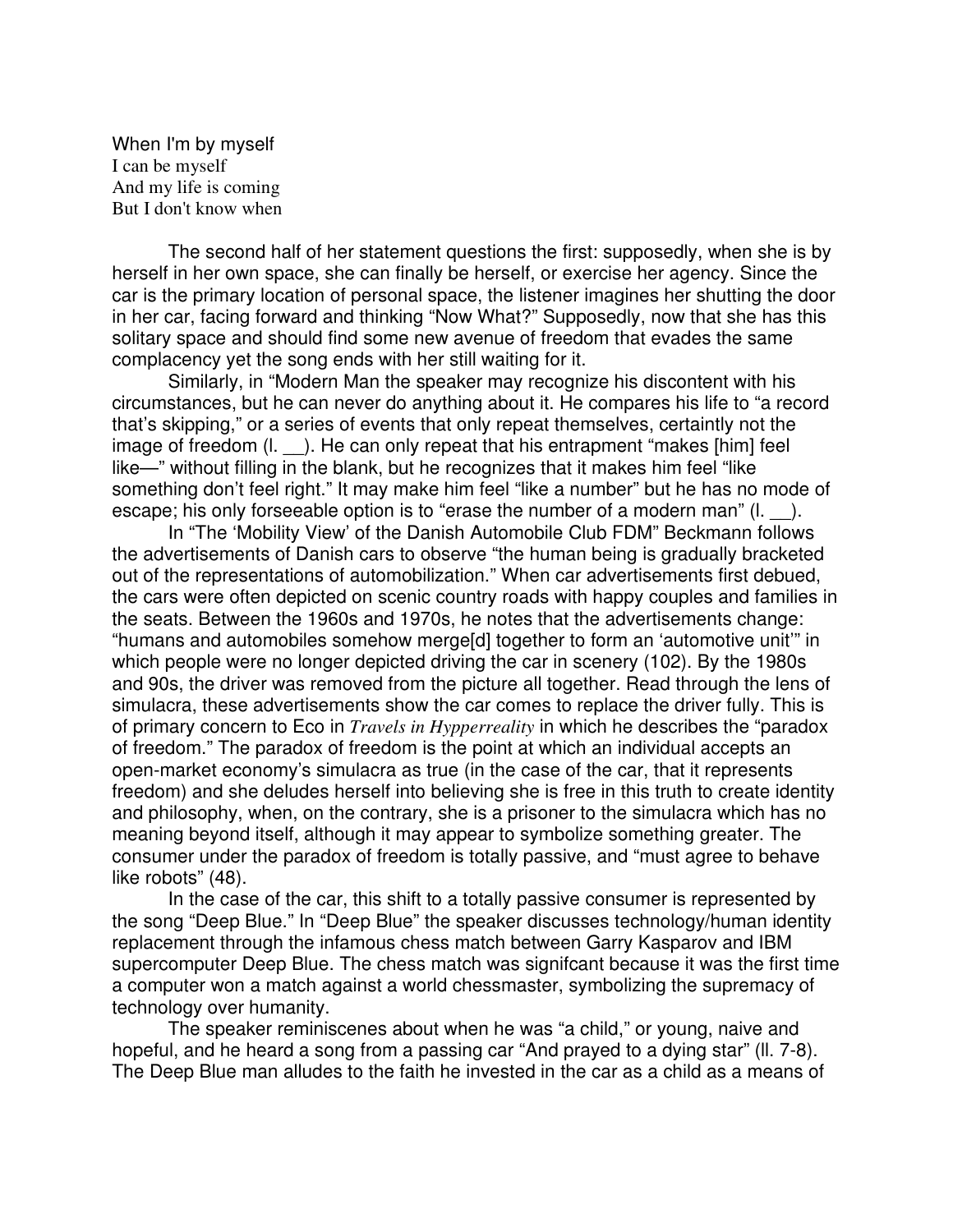When I'm by myself  
I can be myself  
And my life is coming  
But I don't know when

The second half of her statement questions the first: supposedly, when she is by herself in her own space, she can finally be herself, or exercise her agency. Since the car is the primary location of personal space, the listener imagines her shutting the door in her car, facing forward and thinking "Now What?" Supposedly, now that she has this solitary space and should find some new avenue of freedom that evades the same complacency yet the song ends with her still waiting for it.

Similarly, in "Modern Man the speaker may recognize his discontent with his circumstances, but he can never do anything about it. He compares his life to "a record that's skipping," or a series of events that only repeat themselves, certaintly not the image of freedom (l. __). He can only repeat that his entrapment "makes [him] feel like—" without filling in the blank, but he recognizes that it makes him feel "like something don't feel right." It may make him feel "like a number" but he has no mode of escape; his only forseeable option is to "erase the number of a modern man" (l. __).

In "The 'Mobility View' of the Danish Automobile Club FDM" Beckmann follows the advertisements of Danish cars to observe "the human being is gradually bracketed out of the representations of automobilization." When car advertisements first debued, the cars were often depicted on scenic country roads with happy couples and families in the seats. Between the 1960s and 1970s, he notes that the advertisements change: "humans and automobiles somehow merge[d] together to form an 'automotive unit'" in which people were no longer depicted driving the car in scenery (102). By the 1980s and 90s, the driver was removed from the picture all together. Read through the lens of simulacra, these advertisements show the car comes to replace the driver fully. This is of primary concern to Eco in *Travels in Hypperreality* in which he describes the "paradox of freedom." The paradox of freedom is the point at which an individual accepts an open-market economy's simulacra as true (in the case of the car, that it represents freedom) and she deludes herself into believing she is free in this truth to create identity and philosophy, when, on the contrary, she is a prisoner to the simulacra which has no meaning beyond itself, although it may appear to symbolize something greater. The consumer under the paradox of freedom is totally passive, and "must agree to behave like robots" (48).

In the case of the car, this shift to a totally passive consumer is represented by the song "Deep Blue." In "Deep Blue" the speaker discusses technology/human identity replacement through the infamous chess match between Garry Kasparov and IBM supercomputer Deep Blue. The chess match was signifcant because it was the first time a computer won a match against a world chessmaster, symbolizing the supremacy of technology over humanity.

The speaker reminiscenes about when he was "a child," or young, naive and hopeful, and he heard a song from a passing car "And prayed to a dying star" (ll. 7-8). The Deep Blue man alludes to the faith he invested in the car as a child as a means of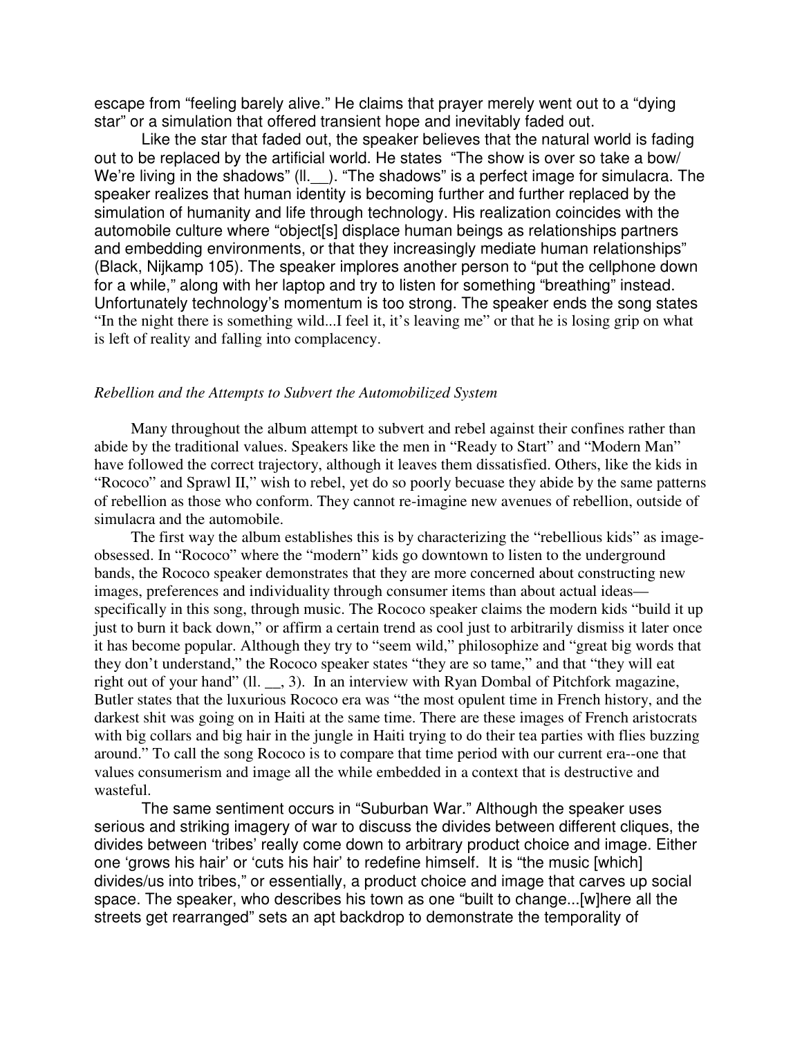escape from "feeling barely alive." He claims that prayer merely went out to a "dying star" or a simulation that offered transient hope and inevitably faded out.

Like the star that faded out, the speaker believes that the natural world is fading out to be replaced by the artificial world. He states "The show is over so take a bow/ We're living in the shadows" (ll.__). "The shadows" is a perfect image for simulacra. The speaker realizes that human identity is becoming further and further replaced by the simulation of humanity and life through technology. His realization coincides with the automobile culture where "object[s] displace human beings as relationships partners and embedding environments, or that they increasingly mediate human relationships" (Black, Nijkamp 105). The speaker implores another person to "put the cellphone down for a while," along with her laptop and try to listen for something "breathing" instead. Unfortunately technology's momentum is too strong. The speaker ends the song states "In the night there is something wild...I feel it, it's leaving me" or that he is losing grip on what is left of reality and falling into complacency.

*Rebellion and the Attempts to Subvert the Automobilized System*

Many throughout the album attempt to subvert and rebel against their confines rather than abide by the traditional values. Speakers like the men in "Ready to Start" and "Modern Man" have followed the correct trajectory, although it leaves them dissatisfied. Others, like the kids in "Rococo" and Sprawl II," wish to rebel, yet do so poorly becuase they abide by the same patterns of rebellion as those who conform. They cannot re-imagine new avenues of rebellion, outside of simulacra and the automobile.

The first way the album establishes this is by characterizing the "rebellious kids" as image-obsessed. In "Rococo" where the "modern" kids go downtown to listen to the underground bands, the Rococo speaker demonstrates that they are more concerned about constructing new images, preferences and individuality through consumer items than about actual ideas—specifically in this song, through music. The Rococo speaker claims the modern kids "build it up just to burn it back down," or affirm a certain trend as cool just to arbitrarily dismiss it later once it has become popular. Although they try to "seem wild," philosophize and "great big words that they don't understand," the Rococo speaker states "they are so tame," and that "they will eat right out of your hand" (ll. __, 3). In an interview with Ryan Dombal of Pitchfork magazine, Butler states that the luxurious Rococo era was "the most opulent time in French history, and the darkest shit was going on in Haiti at the same time. There are these images of French aristocrats with big collars and big hair in the jungle in Haiti trying to do their tea parties with flies buzzing around." To call the song Rococo is to compare that time period with our current era--one that values consumerism and image all the while embedded in a context that is destructive and wasteful.

The same sentiment occurs in "Suburban War." Although the speaker uses serious and striking imagery of war to discuss the divides between different cliques, the divides between 'tribes' really come down to arbitrary product choice and image. Either one 'grows his hair' or 'cuts his hair' to redefine himself. It is "the music [which] divides/us into tribes," or essentially, a product choice and image that carves up social space. The speaker, who describes his town as one "built to change...[w]here all the streets get rearranged" sets an apt backdrop to demonstrate the temporality of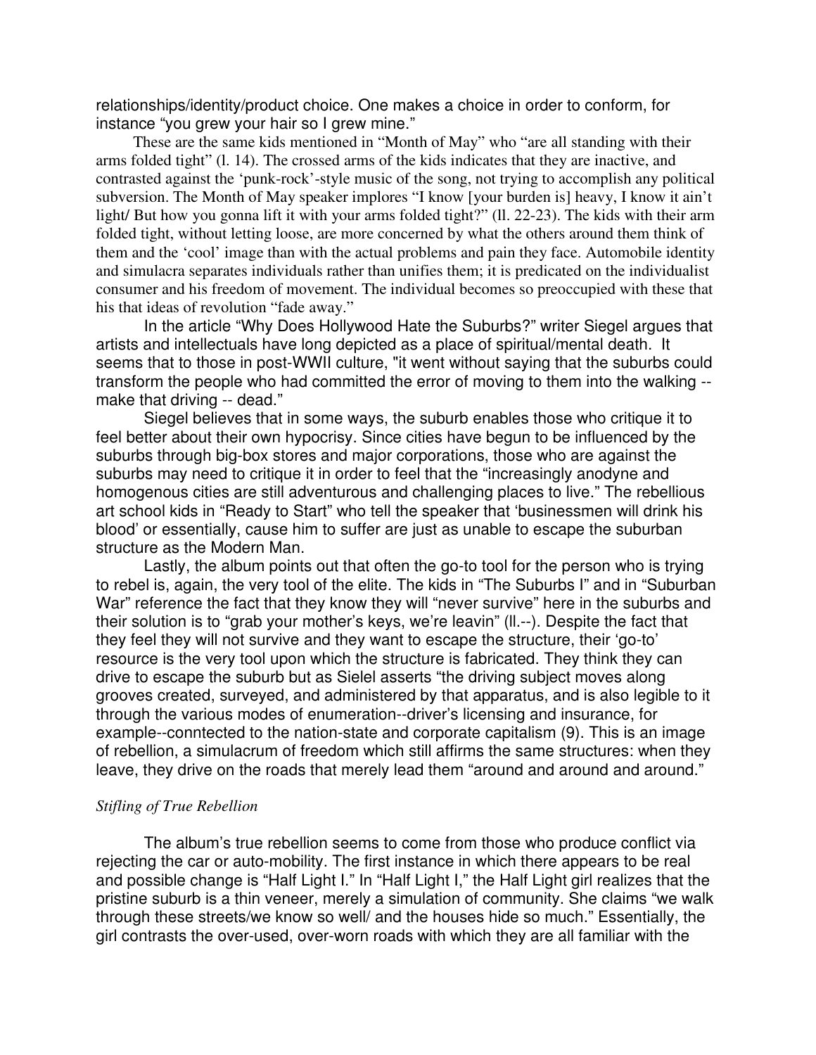relationships/identity/product choice. One makes a choice in order to conform, for instance "you grew your hair so I grew mine."

These are the same kids mentioned in "Month of May" who "are all standing with their arms folded tight" (l. 14). The crossed arms of the kids indicates that they are inactive, and contrasted against the 'punk-rock'-style music of the song, not trying to accomplish any political subversion. The Month of May speaker implores "I know [your burden is] heavy, I know it ain't light/ But how you gonna lift it with your arms folded tight?" (ll. 22-23). The kids with their arm folded tight, without letting loose, are more concerned by what the others around them think of them and the 'cool' image than with the actual problems and pain they face. Automobile identity and simulacra separates individuals rather than unifies them; it is predicated on the individualist consumer and his freedom of movement. The individual becomes so preoccupied with these that his that ideas of revolution "fade away."

In the article "Why Does Hollywood Hate the Suburbs?" writer Siegel argues that artists and intellectuals have long depicted as a place of spiritual/mental death. It seems that to those in post-WWII culture, "it went without saying that the suburbs could transform the people who had committed the error of moving to them into the walking -- make that driving -- dead."

Siegel believes that in some ways, the suburb enables those who critique it to feel better about their own hypocrisy. Since cities have begun to be influenced by the suburbs through big-box stores and major corporations, those who are against the suburbs may need to critique it in order to feel that the "increasingly anodyne and homogenous cities are still adventurous and challenging places to live." The rebellious art school kids in "Ready to Start" who tell the speaker that 'businessmen will drink his blood' or essentially, cause him to suffer are just as unable to escape the suburban structure as the Modern Man.

Lastly, the album points out that often the go-to tool for the person who is trying to rebel is, again, the very tool of the elite. The kids in "The Suburbs I" and in "Suburban War" reference the fact that they know they will "never survive" here in the suburbs and their solution is to "grab your mother's keys, we're leavin" (ll.--). Despite the fact that they feel they will not survive and they want to escape the structure, their 'go-to' resource is the very tool upon which the structure is fabricated. They think they can drive to escape the suburb but as Sielel asserts "the driving subject moves along grooves created, surveyed, and administered by that apparatus, and is also legible to it through the various modes of enumeration--driver's licensing and insurance, for example--conntected to the nation-state and corporate capitalism (9). This is an image of rebellion, a simulacrum of freedom which still affirms the same structures: when they leave, they drive on the roads that merely lead them "around and around and around."

*Stifling of True Rebellion*

The album's true rebellion seems to come from those who produce conflict via rejecting the car or auto-mobility. The first instance in which there appears to be real and possible change is "Half Light I." In "Half Light I," the Half Light girl realizes that the pristine suburb is a thin veneer, merely a simulation of community. She claims "we walk through these streets/we know so well/ and the houses hide so much." Essentially, the girl contrasts the over-used, over-worn roads with which they are all familiar with the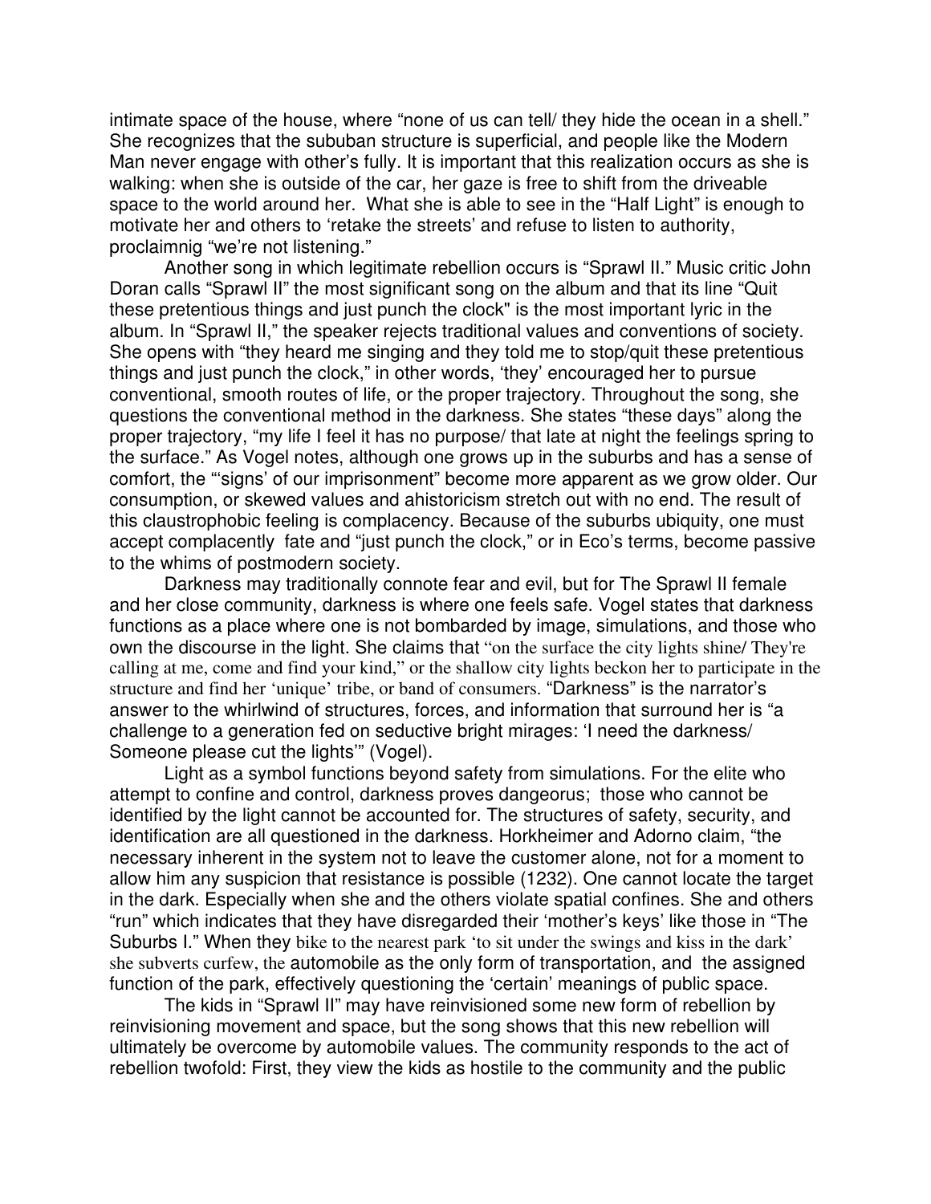intimate space of the house, where "none of us can tell/ they hide the ocean in a shell." She recognizes that the sububan structure is superficial, and people like the Modern Man never engage with other's fully. It is important that this realization occurs as she is walking: when she is outside of the car, her gaze is free to shift from the driveable space to the world around her. What she is able to see in the "Half Light" is enough to motivate her and others to 'retake the streets' and refuse to listen to authority, proclaimnig "we're not listening."

Another song in which legitimate rebellion occurs is "Sprawl II." Music critic John Doran calls "Sprawl II" the most significant song on the album and that its line "Quit these pretentious things and just punch the clock" is the most important lyric in the album. In "Sprawl II," the speaker rejects traditional values and conventions of society. She opens with "they heard me singing and they told me to stop/quit these pretentious things and just punch the clock," in other words, 'they' encouraged her to pursue conventional, smooth routes of life, or the proper trajectory. Throughout the song, she questions the conventional method in the darkness. She states "these days" along the proper trajectory, "my life I feel it has no purpose/ that late at night the feelings spring to the surface." As Vogel notes, although one grows up in the suburbs and has a sense of comfort, the "'signs' of our imprisonment" become more apparent as we grow older. Our consumption, or skewed values and ahistoricism stretch out with no end. The result of this claustrophobic feeling is complacency. Because of the suburbs ubiquity, one must accept complacently fate and "just punch the clock," or in Eco's terms, become passive to the whims of postmodern society.

Darkness may traditionally connote fear and evil, but for The Sprawl II female and her close community, darkness is where one feels safe. Vogel states that darkness functions as a place where one is not bombarded by image, simulations, and those who own the discourse in the light. She claims that "on the surface the city lights shine/ They're calling at me, come and find your kind," or the shallow city lights beckon her to participate in the structure and find her 'unique' tribe, or band of consumers. "Darkness" is the narrator's answer to the whirlwind of structures, forces, and information that surround her is "a challenge to a generation fed on seductive bright mirages: 'I need the darkness/ Someone please cut the lights'" (Vogel).

Light as a symbol functions beyond safety from simulations. For the elite who attempt to confine and control, darkness proves dangeorus; those who cannot be identified by the light cannot be accounted for. The structures of safety, security, and identification are all questioned in the darkness. Horkheimer and Adorno claim, "the necessary inherent in the system not to leave the customer alone, not for a moment to allow him any suspicion that resistance is possible (1232). One cannot locate the target in the dark. Especially when she and the others violate spatial confines. She and others "run" which indicates that they have disregarded their 'mother's keys' like those in "The Suburbs I." When they bike to the nearest park 'to sit under the swings and kiss in the dark' she subverts curfew, the automobile as the only form of transportation, and the assigned function of the park, effectively questioning the 'certain' meanings of public space.

The kids in "Sprawl II" may have reinvisioned some new form of rebellion by reinvisioning movement and space, but the song shows that this new rebellion will ultimately be overcome by automobile values. The community responds to the act of rebellion twofold: First, they view the kids as hostile to the community and the public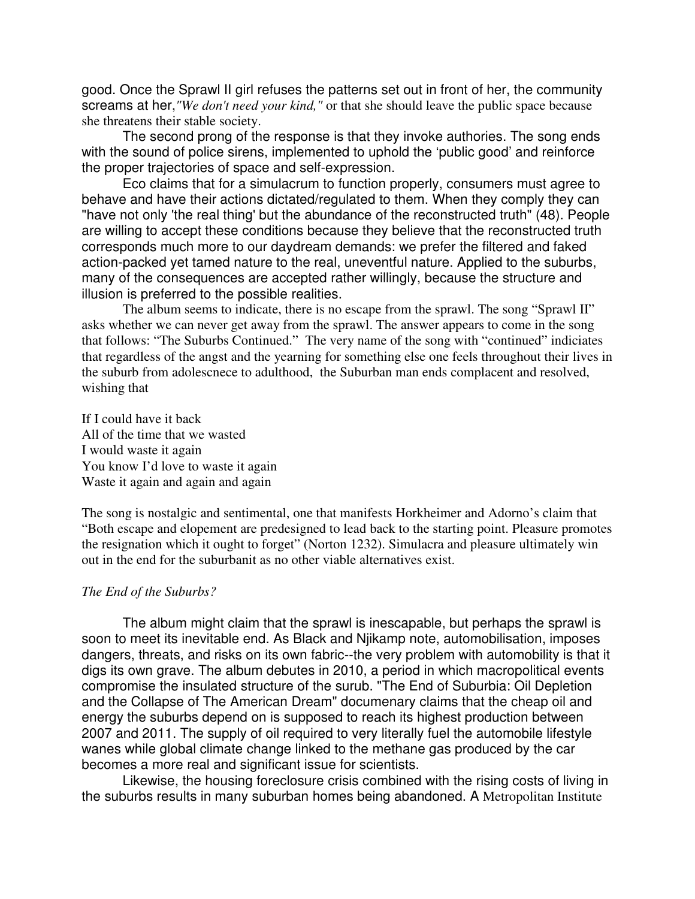good. Once the Sprawl II girl refuses the patterns set out in front of her, the community screams at her,*"We don't need your kind,"* or that she should leave the public space because she threatens their stable society.

The second prong of the response is that they invoke authories. The song ends with the sound of police sirens, implemented to uphold the 'public good' and reinforce the proper trajectories of space and self-expression.

Eco claims that for a simulacrum to function properly, consumers must agree to behave and have their actions dictated/regulated to them. When they comply they can "have not only 'the real thing' but the abundance of the reconstructed truth" (48). People are willing to accept these conditions because they believe that the reconstructed truth corresponds much more to our daydream demands: we prefer the filtered and faked action-packed yet tamed nature to the real, uneventful nature. Applied to the suburbs, many of the consequences are accepted rather willingly, because the structure and illusion is preferred to the possible realities.

The album seems to indicate, there is no escape from the sprawl. The song "Sprawl II" asks whether we can never get away from the sprawl. The answer appears to come in the song that follows: "The Suburbs Continued." The very name of the song with "continued" indiciates that regardless of the angst and the yearning for something else one feels throughout their lives in the suburb from adolescnece to adulthood, the Suburban man ends complacent and resolved, wishing that

If I could have it back
All of the time that we wasted
I would waste it again
You know I'd love to waste it again
Waste it again and again and again

The song is nostalgic and sentimental, one that manifests Horkheimer and Adorno's claim that "Both escape and elopement are predesigned to lead back to the starting point. Pleasure promotes the resignation which it ought to forget" (Norton 1232). Simulacra and pleasure ultimately win out in the end for the suburbanit as no other viable alternatives exist.

*The End of the Suburbs?*

The album might claim that the sprawl is inescapable, but perhaps the sprawl is soon to meet its inevitable end. As Black and Njikamp note, automobilisation, imposes dangers, threats, and risks on its own fabric--the very problem with automobility is that it digs its own grave. The album debutes in 2010, a period in which macropolitical events compromise the insulated structure of the surub. "The End of Suburbia: Oil Depletion and the Collapse of The American Dream" documenary claims that the cheap oil and energy the suburbs depend on is supposed to reach its highest production between 2007 and 2011. The supply of oil required to very literally fuel the automobile lifestyle wanes while global climate change linked to the methane gas produced by the car becomes a more real and significant issue for scientists.

Likewise, the housing foreclosure crisis combined with the rising costs of living in the suburbs results in many suburban homes being abandoned. A Metropolitan Institute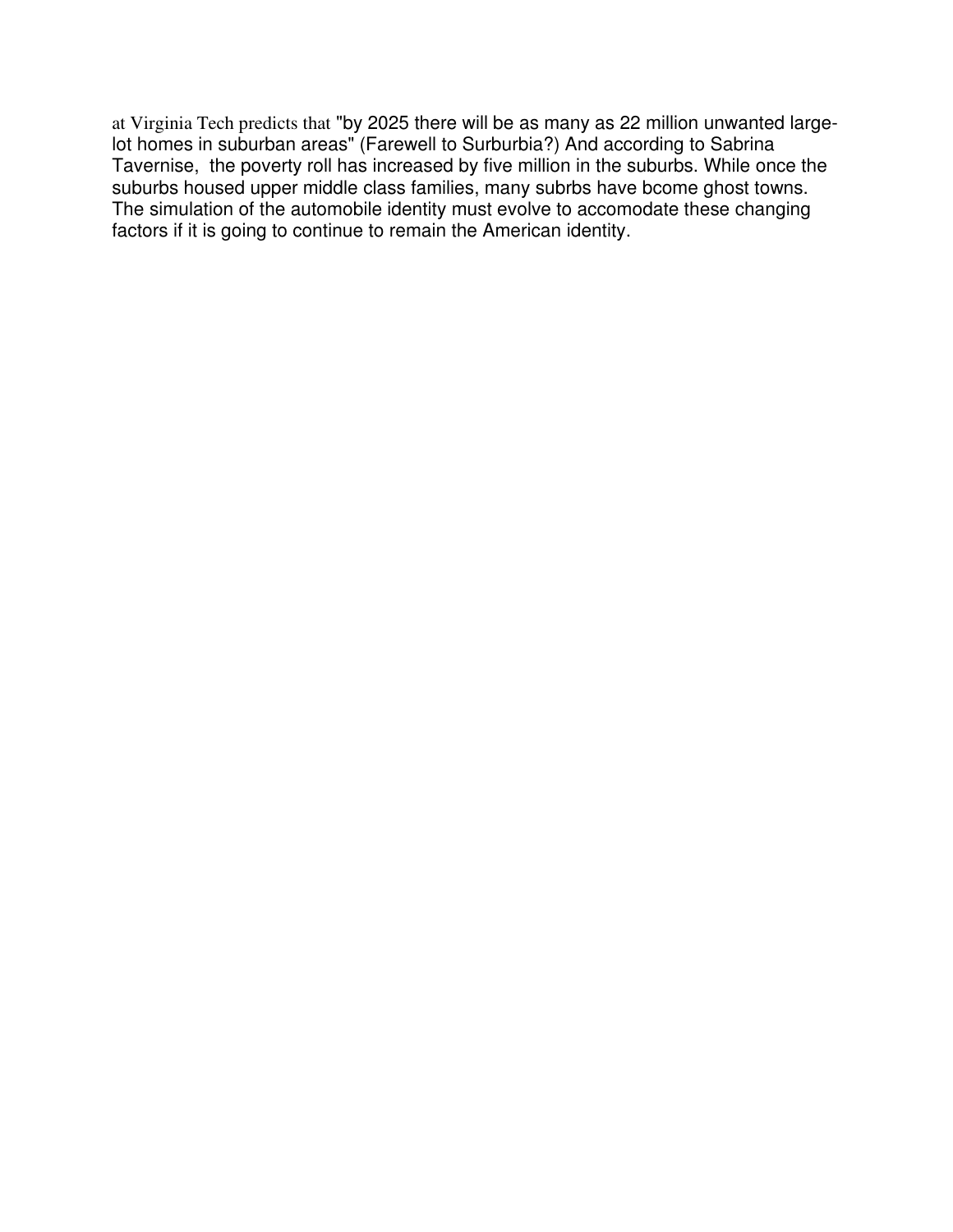at Virginia Tech predicts that "by 2025 there will be as many as 22 million unwanted large-lot homes in suburban areas" (Farewell to Surburbia?) And according to Sabrina Tavernise, the poverty roll has increased by five million in the suburbs. While once the suburbs housed upper middle class families, many subrbs have bcome ghost towns. The simulation of the automobile identity must evolve to accomodate these changing factors if it is going to continue to remain the American identity.